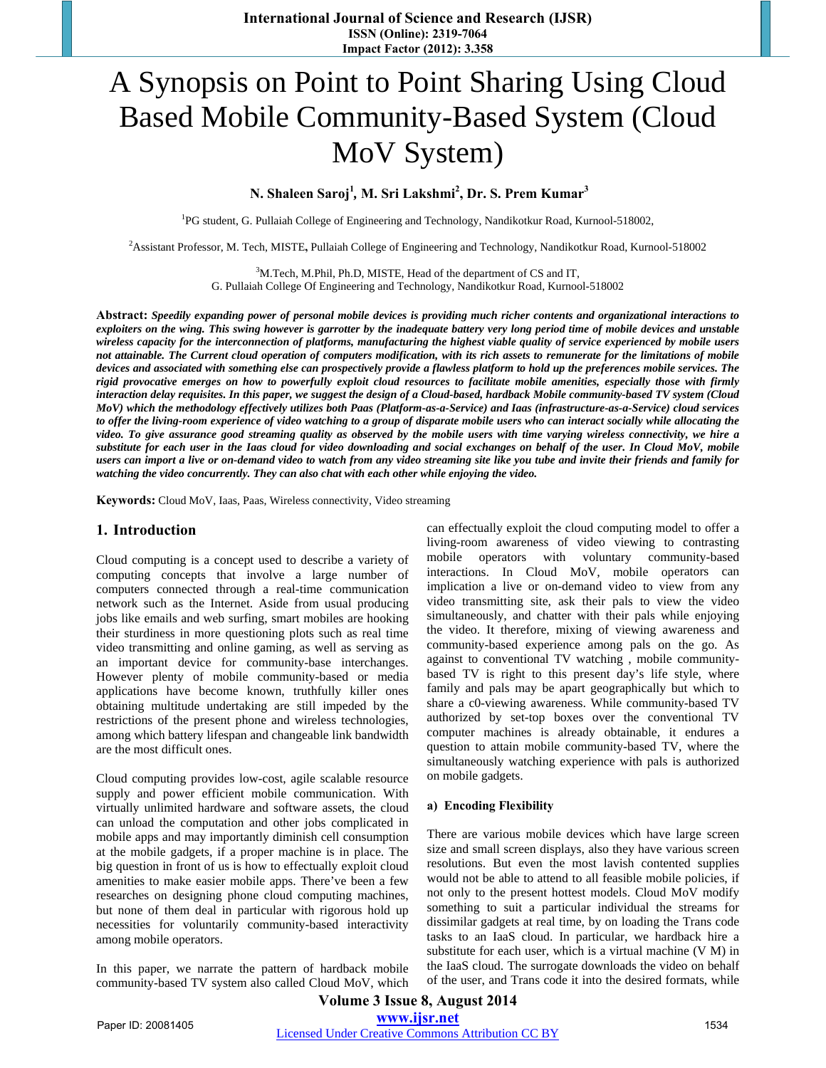# A Synopsis on Point to Point Sharing Using Cloud Based Mobile Community-Based System (Cloud MoV System)

**N. Shaleen Saroj[1], M. Sri Lakshmi[2], Dr. S. Prem Kumar[3]**

[1]PG student, G. Pullaiah College of Engineering and Technology, Nandikotkur Road, Kurnool-518002,

[2]Assistant Professor, M. Tech, MISTE, Pullaiah College of Engineering and Technology, Nandikotkur Road, Kurnool-518002

[3]M.Tech, M.Phil, Ph.D, MISTE, Head of the department of CS and IT,
G. Pullaiah College Of Engineering and Technology, Nandikotkur Road, Kurnool-518002

**Abstract:** ***Speedily expanding power of personal mobile devices is providing much richer contents and organizational interactions to exploiters on the wing. This swing however is garrotter by the inadequate battery very long period time of mobile devices and unstable wireless capacity for the interconnection of platforms, manufacturing the highest viable quality of service experienced by mobile users not attainable. The Current cloud operation of computers modification, with its rich assets to remunerate for the limitations of mobile devices and associated with something else can prospectively provide a flawless platform to hold up the preferences mobile services. The rigid provocative emerges on how to powerfully exploit cloud resources to facilitate mobile amenities, especially those with firmly interaction delay requisites. In this paper, we suggest the design of a Cloud-based, hardback Mobile community-based TV system (Cloud MoV) which the methodology effectively utilizes both Paas (Platform-as-a-Service) and Iaas (infrastructure-as-a-Service) cloud services to offer the living-room experience of video watching to a group of disparate mobile users who can interact socially while allocating the video. To give assurance good streaming quality as observed by the mobile users with time varying wireless connectivity, we hire a substitute for each user in the Iaas cloud for video downloading and social exchanges on behalf of the user. In Cloud MoV, mobile users can import a live or on-demand video to watch from any video streaming site like you tube and invite their friends and family for watching the video concurrently. They can also chat with each other while enjoying the video.***

**Keywords:** Cloud MoV, Iaas, Paas, Wireless connectivity, Video streaming

## 1. Introduction

Cloud computing is a concept used to describe a variety of computing concepts that involve a large number of computers connected through a real-time communication network such as the Internet. Aside from usual producing jobs like emails and web surfing, smart mobiles are hooking their sturdiness in more questioning plots such as real time video transmitting and online gaming, as well as serving as an important device for community-base interchanges. However plenty of mobile community-based or media applications have become known, truthfully killer ones obtaining multitude undertaking are still impeded by the restrictions of the present phone and wireless technologies, among which battery lifespan and changeable link bandwidth are the most difficult ones.

Cloud computing provides low-cost, agile scalable resource supply and power efficient mobile communication. With virtually unlimited hardware and software assets, the cloud can unload the computation and other jobs complicated in mobile apps and may importantly diminish cell consumption at the mobile gadgets, if a proper machine is in place. The big question in front of us is how to effectually exploit cloud amenities to make easier mobile apps. There've been a few researches on designing phone cloud computing machines, but none of them deal in particular with rigorous hold up necessities for voluntarily community-based interactivity among mobile operators.

In this paper, we narrate the pattern of hardback mobile community-based TV system also called Cloud MoV, which can effectually exploit the cloud computing model to offer a living-room awareness of video viewing to contrasting mobile operators with voluntary community-based interactions. In Cloud MoV, mobile operators can implication a live or on-demand video to view from any video transmitting site, ask their pals to view the video simultaneously, and chatter with their pals while enjoying the video. It therefore, mixing of viewing awareness and community-based experience among pals on the go. As against to conventional TV watching , mobile community-based TV is right to this present day's life style, where family and pals may be apart geographically but which to share a c0-viewing awareness. While community-based TV authorized by set-top boxes over the conventional TV computer machines is already obtainable, it endures a question to attain mobile community-based TV, where the simultaneously watching experience with pals is authorized on mobile gadgets.

#### a) Encoding Flexibility

There are various mobile devices which have large screen size and small screen displays, also they have various screen resolutions. But even the most lavish contented supplies would not be able to attend to all feasible mobile policies, if not only to the present hottest models. Cloud MoV modify something to suit a particular individual the streams for dissimilar gadgets at real time, by on loading the Trans code tasks to an IaaS cloud. In particular, we hardback hire a substitute for each user, which is a virtual machine (V M) in the IaaS cloud. The surrogate downloads the video on behalf of the user, and Trans code it into the desired formats, while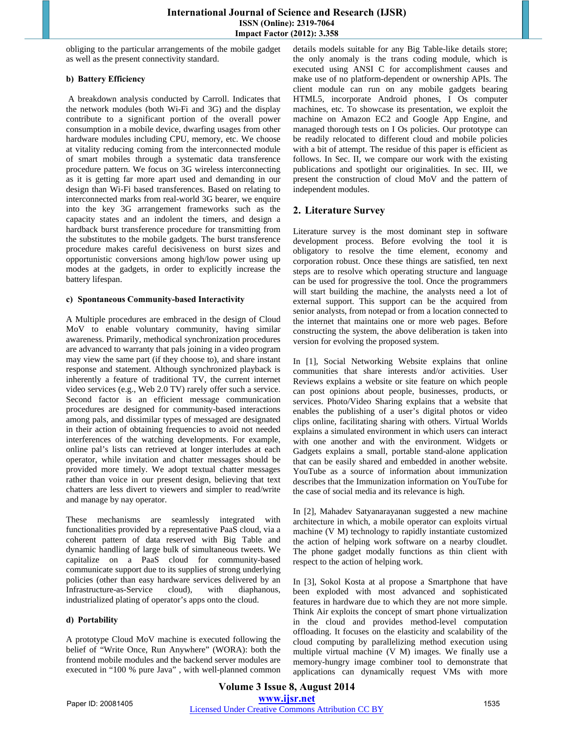obliging to the particular arrangements of the mobile gadget as well as the present connectivity standard.

#### b) Battery Efficiency

A breakdown analysis conducted by Carroll. Indicates that the network modules (both Wi-Fi and 3G) and the display contribute to a significant portion of the overall power consumption in a mobile device, dwarfing usages from other hardware modules including CPU, memory, etc. We choose at vitality reducing coming from the interconnected module of smart mobiles through a systematic data transference procedure pattern. We focus on 3G wireless interconnecting as it is getting far more apart used and demanding in our design than Wi-Fi based transferences. Based on relating to interconnected marks from real-world 3G bearer, we enquire into the key 3G arrangement frameworks such as the capacity states and an indolent the timers, and design a hardback burst transference procedure for transmitting from the substitutes to the mobile gadgets. The burst transference procedure makes careful decisiveness on burst sizes and opportunistic conversions among high/low power using up modes at the gadgets, in order to explicitly increase the battery lifespan.

#### c) Spontaneous Community-based Interactivity

A Multiple procedures are embraced in the design of Cloud MoV to enable voluntary community, having similar awareness. Primarily, methodical synchronization procedures are advanced to warranty that pals joining in a video program may view the same part (if they choose to), and share instant response and statement. Although synchronized playback is inherently a feature of traditional TV, the current internet video services (e.g., Web 2.0 TV) rarely offer such a service. Second factor is an efficient message communication procedures are designed for community-based interactions among pals, and dissimilar types of messaged are designated in their action of obtaining frequencies to avoid not needed interferences of the watching developments. For example, online pal's lists can retrieved at longer interludes at each operator, while invitation and chatter messages should be provided more timely. We adopt textual chatter messages rather than voice in our present design, believing that text chatters are less divert to viewers and simpler to read/write and manage by nay operator.

These mechanisms are seamlessly integrated with functionalities provided by a representative PaaS cloud, via a coherent pattern of data reserved with Big Table and dynamic handling of large bulk of simultaneous tweets. We capitalize on a PaaS cloud for community-based communicate support due to its supplies of strong underlying policies (other than easy hardware services delivered by an Infrastructure-as-Service cloud), with diaphanous, industrialized plating of operator's apps onto the cloud.

#### d) Portability

A prototype Cloud MoV machine is executed following the belief of "Write Once, Run Anywhere" (WORA): both the frontend mobile modules and the backend server modules are executed in "100 % pure Java" , with well-planned common details models suitable for any Big Table-like details store; the only anomaly is the trans coding module, which is executed using ANSI C for accomplishment causes and make use of no platform-dependent or ownership APIs. The client module can run on any mobile gadgets bearing HTML5, incorporate Android phones, I Os computer machines, etc. To showcase its presentation, we exploit the machine on Amazon EC2 and Google App Engine, and managed thorough tests on I Os policies. Our prototype can be readily relocated to different cloud and mobile policies with a bit of attempt. The residue of this paper is efficient as follows. In Sec. II, we compare our work with the existing publications and spotlight our originalities. In sec. III, we present the construction of cloud MoV and the pattern of independent modules.

## 2. Literature Survey

Literature survey is the most dominant step in software development process. Before evolving the tool it is obligatory to resolve the time element, economy and corporation robust. Once these things are satisfied, ten next steps are to resolve which operating structure and language can be used for progressive the tool. Once the programmers will start building the machine, the analysts need a lot of external support. This support can be the acquired from senior analysts, from notepad or from a location connected to the internet that maintains one or more web pages. Before constructing the system, the above deliberation is taken into version for evolving the proposed system.

In [1], Social Networking Website explains that online communities that share interests and/or activities. User Reviews explains a website or site feature on which people can post opinions about people, businesses, products, or services. Photo/Video Sharing explains that a website that enables the publishing of a user's digital photos or video clips online, facilitating sharing with others. Virtual Worlds explains a simulated environment in which users can interact with one another and with the environment. Widgets or Gadgets explains a small, portable stand-alone application that can be easily shared and embedded in another website. YouTube as a source of information about immunization describes that the Immunization information on YouTube for the case of social media and its relevance is high.

In [2], Mahadev Satyanarayanan suggested a new machine architecture in which, a mobile operator can exploits virtual machine (V M) technology to rapidly instantiate customized the action of helping work software on a nearby cloudlet. The phone gadget modally functions as thin client with respect to the action of helping work.

In [3], Sokol Kosta at al propose a Smartphone that have been exploded with most advanced and sophisticated features in hardware due to which they are not more simple. Think Air exploits the concept of smart phone virtualization in the cloud and provides method-level computation offloading. It focuses on the elasticity and scalability of the cloud computing by parallelizing method execution using multiple virtual machine (V M) images. We finally use a memory-hungry image combiner tool to demonstrate that applications can dynamically request VMs with more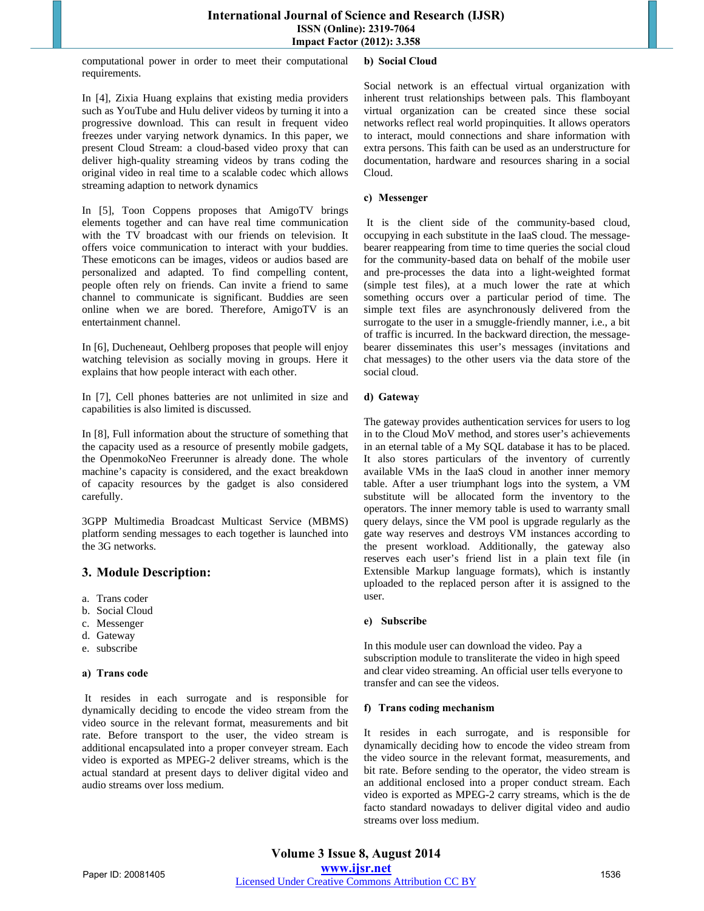computational power in order to meet their computational requirements.

In [4], Zixia Huang explains that existing media providers such as YouTube and Hulu deliver videos by turning it into a progressive download. This can result in frequent video freezes under varying network dynamics. In this paper, we present Cloud Stream: a cloud-based video proxy that can deliver high-quality streaming videos by trans coding the original video in real time to a scalable codec which allows streaming adaption to network dynamics

In [5], Toon Coppens proposes that AmigoTV brings elements together and can have real time communication with the TV broadcast with our friends on television. It offers voice communication to interact with your buddies. These emoticons can be images, videos or audios based are personalized and adapted. To find compelling content, people often rely on friends. Can invite a friend to same channel to communicate is significant. Buddies are seen online when we are bored. Therefore, AmigoTV is an entertainment channel.

In [6], Ducheneaut, Oehlberg proposes that people will enjoy watching television as socially moving in groups. Here it explains that how people interact with each other.

In [7], Cell phones batteries are not unlimited in size and capabilities is also limited is discussed.

In [8], Full information about the structure of something that the capacity used as a resource of presently mobile gadgets, the OpenmokoNeo Freerunner is already done. The whole machine's capacity is considered, and the exact breakdown of capacity resources by the gadget is also considered carefully.

3GPP Multimedia Broadcast Multicast Service (MBMS) platform sending messages to each together is launched into the 3G networks.

## 3. Module Description:

a. Trans coder
b. Social Cloud
c. Messenger
d. Gateway
e. subscribe

### a) Trans code

It resides in each surrogate and is responsible for dynamically deciding to encode the video stream from the video source in the relevant format, measurements and bit rate. Before transport to the user, the video stream is additional encapsulated into a proper conveyer stream. Each video is exported as MPEG-2 deliver streams, which is the actual standard at present days to deliver digital video and audio streams over loss medium.

### b) Social Cloud

Social network is an effectual virtual organization with inherent trust relationships between pals. This flamboyant virtual organization can be created since these social networks reflect real world propinquities. It allows operators to interact, mould connections and share information with extra persons. This faith can be used as an understructure for documentation, hardware and resources sharing in a social Cloud.

### c) Messenger

It is the client side of the community-based cloud, occupying in each substitute in the IaaS cloud. The message-bearer reappearing from time to time queries the social cloud for the community-based data on behalf of the mobile user and pre-processes the data into a light-weighted format (simple test files), at a much lower the rate at which something occurs over a particular period of time. The simple text files are asynchronously delivered from the surrogate to the user in a smuggle-friendly manner, i.e., a bit of traffic is incurred. In the backward direction, the message-bearer disseminates this user's messages (invitations and chat messages) to the other users via the data store of the social cloud.

### d) Gateway

The gateway provides authentication services for users to log in to the Cloud MoV method, and stores user's achievements in an eternal table of a My SQL database it has to be placed. It also stores particulars of the inventory of currently available VMs in the IaaS cloud in another inner memory table. After a user triumphant logs into the system, a VM substitute will be allocated form the inventory to the operators. The inner memory table is used to warranty small query delays, since the VM pool is upgrade regularly as the gate way reserves and destroys VM instances according to the present workload. Additionally, the gateway also reserves each user's friend list in a plain text file (in Extensible Markup language formats), which is instantly uploaded to the replaced person after it is assigned to the user.

### e) Subscribe

In this module user can download the video. Pay a subscription module to transliterate the video in high speed and clear video streaming. An official user tells everyone to transfer and can see the videos.

### f) Trans coding mechanism

It resides in each surrogate, and is responsible for dynamically deciding how to encode the video stream from the video source in the relevant format, measurements, and bit rate. Before sending to the operator, the video stream is an additional enclosed into a proper conduct stream. Each video is exported as MPEG-2 carry streams, which is the de facto standard nowadays to deliver digital video and audio streams over loss medium.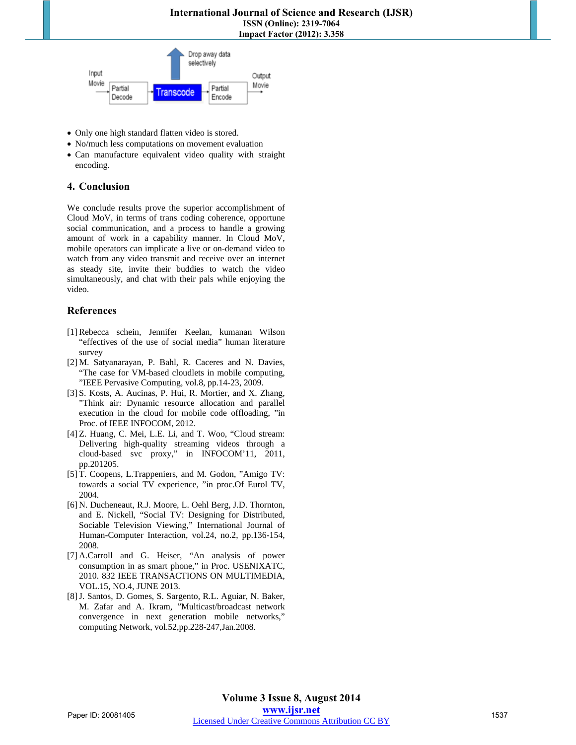Input Movie

Partial Decode

Transcode

Drop away data selectively

Partial Encode

Output Movie

- Only one high standard flatten video is stored.
- No/much less computations on movement evaluation
- Can manufacture equivalent video quality with straight encoding.

## 4. Conclusion

We conclude results prove the superior accomplishment of Cloud MoV, in terms of trans coding coherence, opportune social communication, and a process to handle a growing amount of work in a capability manner. In Cloud MoV, mobile operators can implicate a live or on-demand video to watch from any video transmit and receive over an internet as steady site, invite their buddies to watch the video simultaneously, and chat with their pals while enjoying the video.

## References

[1] Rebecca schein, Jennifer Keelan, kumanan Wilson "effectives of the use of social media" human literature survey

[2] M. Satyanarayan, P. Bahl, R. Caceres and N. Davies, "The case for VM-based cloudlets in mobile computing, "IEEE Pervasive Computing, vol.8, pp.14-23, 2009.

[3] S. Kosts, A. Aucinas, P. Hui, R. Mortier, and X. Zhang, "Think air: Dynamic resource allocation and parallel execution in the cloud for mobile code offloading, "in Proc. of IEEE INFOCOM, 2012.

[4] Z. Huang, C. Mei, L.E. Li, and T. Woo, "Cloud stream: Delivering high-quality streaming videos through a cloud-based svc proxy," in INFOCOM'11, 2011, pp.201205.

[5] T. Coopens, L.Trappeniers, and M. Godon, "Amigo TV: towards a social TV experience, "in proc.Of Eurol TV, 2004.

[6] N. Ducheneaut, R.J. Moore, L. Oehl Berg, J.D. Thornton, and E. Nickell, "Social TV: Designing for Distributed, Sociable Television Viewing," International Journal of Human-Computer Interaction, vol.24, no.2, pp.136-154, 2008.

[7] A.Carroll and G. Heiser, "An analysis of power consumption in as smart phone," in Proc. USENIXATC, 2010. 832 IEEE TRANSACTIONS ON MULTIMEDIA, VOL.15, NO.4, JUNE 2013.

[8] J. Santos, D. Gomes, S. Sargento, R.L. Aguiar, N. Baker, M. Zafar and A. Ikram, "Multicast/broadcast network convergence in next generation mobile networks," computing Network, vol.52,pp.228-247,Jan.2008.